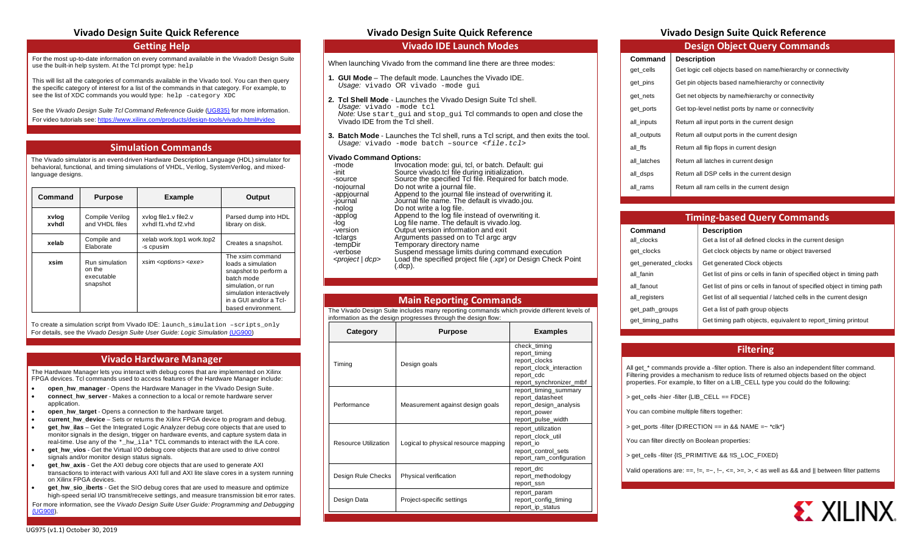# Vivado Design Suite Quick Reference

## Getting Help

For the most up-to-date information on every command available in the Vivado® Design Suite use the built-in help system. At the Tcl prompt type: `help`

This will list all the categories of commands available in the Vivado tool. You can then query the specific category of interest for a list of the commands in that category. For example, to see the list of XDC commands you would type: `help -category XDC`

See the *Vivado Design Suite Tcl Command Reference Guide* (UG835) for more information.
For video tutorials see: https://www.xilinx.com/products/design-tools/vivado.html#video

## Simulation Commands

The Vivado simulator is an event-driven Hardware Description Language (HDL) simulator for behavioral, functional, and timing simulations of VHDL, Verilog, SystemVerilog, and mixed-language designs.

| Command | Purpose | Example | Output |
|---|---|---|---|
| xvlog xvhdl | Compile Verilog and VHDL files | xvlog file1.v file2.v xvhdl f1.vhd f2.vhd | Parsed dump into HDL library on disk. |
| xelab | Compile and Elaborate | xelab work.top1 work.top2 -s cpusim | Creates a snapshot. |
| xsim | Run simulation on the executable snapshot | xsim <options> <exe> | The xsim command loads a simulation snapshot to perform a batch mode simulation, or run simulation interactively in a GUI and/or a Tcl-based environment. |

To create a simulation script from Vivado IDE: `launch_simulation –scripts_only`
For details, see the *Vivado Design Suite User Guide: Logic Simulation* (UG900)

## Vivado Hardware Manager

The Hardware Manager lets you interact with debug cores that are implemented on Xilinx FPGA devices. Tcl commands used to access features of the Hardware Manager include:

- **open_hw_manager** - Opens the Hardware Manager in the Vivado Design Suite.
- **connect_hw_server** - Makes a connection to a local or remote hardware server application.
- **open_hw_target** - Opens a connection to the hardware target.
- **current_hw_device** – Sets or returns the Xilinx FPGA device to program and debug.
- **get_hw_ilas** – Get the Integrated Logic Analyzer debug core objects that are used to monitor signals in the design, trigger on hardware events, and capture system data in real-time. Use any of the `*_hw_ila*` TCL commands to interact with the ILA core.
- **get_hw_vios** - Get the Virtual I/O debug core objects that are used to drive control signals and/or monitor design status signals.
- **get_hw_axis** - Get the AXI debug core objects that are used to generate AXI transactions to interact with various AXI full and AXI lite slave cores in a system running on Xilinx FPGA devices.
- **get_hw_sio_iberts** - Get the SIO debug cores that are used to measure and optimize high-speed serial I/O transmit/receive settings, and measure transmission bit error rates.

For more information, see the *Vivado Design Suite User Guide: Programming and Debugging* (UG908).

UG975 (v1.1) October 30, 2019

## Vivado IDE Launch Modes

When launching Vivado from the command line there are three modes:

1. **GUI Mode** – The default mode. Launches the Vivado IDE.
   *Usage:* `vivado` OR `vivado -mode gui`
2. **Tcl Shell Mode** - Launches the Vivado Design Suite Tcl shell.
   *Usage:* `vivado -mode tcl`
   *Note:* Use `start_gui` and `stop_gui` Tcl commands to open and close the Vivado IDE from the Tcl shell.
3. **Batch Mode** - Launches the Tcl shell, runs a Tcl script, and then exits the tool.
   *Usage:* `vivado -mode batch –source <file.tcl>`

**Vivado Command Options:**

| Option | Description |
|---|---|
| -mode | Invocation mode: gui, tcl, or batch. Default: gui |
| -init | Source vivado.tcl file during initialization. |
| -source | Source the specified Tcl file. Required for batch mode. |
| -nojournal | Do not write a journal file. |
| -appjournal | Append to the journal file instead of overwriting it. |
| -journal | Journal file name. The default is vivado.jou. |
| -nolog | Do not write a log file. |
| -applog | Append to the log file instead of overwriting it. |
| -log | Log file name. The default is vivado.log. |
| -version | Output version information and exit |
| -tclargs | Arguments passed on to Tcl argc argv |
| -tempDir | Temporary directory name |
| -verbose | Suspend message limits during command execution |
| *<project \| dcp>* | Load the specified project file (.xpr) or Design Check Point (.dcp). |

## Main Reporting Commands

The Vivado Design Suite includes many reporting commands which provide different levels of information as the design progresses through the design flow:

| Category | Purpose | Examples |
|---|---|---|
| Timing | Design goals | check_timing report_timing report_clocks report_clock_interaction report_cdc report_synchronizer_mtbf |
| Performance | Measurement against design goals | report_timing_summary report_datasheet report_design_analysis report_power report_pulse_width |
| Resource Utilization | Logical to physical resource mapping | report_utilization report_clock_util report_io report_control_sets report_ram_configuration |
| Design Rule Checks | Physical verification | report_drc report_methodology report_ssn |
| Design Data | Project-specific settings | report_param report_config_timing report_ip_status |

## Design Object Query Commands

| Command | Description |
|---|---|
| get_cells | Get logic cell objects based on name/hierarchy or connectivity |
| get_pins | Get pin objects based name/hierarchy or connectivity |
| get_nets | Get net objects by name/hierarchy or connectivity |
| get_ports | Get top-level netlist ports by name or connectivity |
| all_inputs | Return all input ports in the current design |
| all_outputs | Return all output ports in the current design |
| all_ffs | Return all flip flops in current design |
| all_latches | Return all latches in current design |
| all_dsps | Return all DSP cells in the current design |
| all_rams | Return all ram cells in the current design |

## Timing-based Query Commands

| Command | Description |
|---|---|
| all_clocks | Get a list of all defined clocks in the current design |
| get_clocks | Get clock objects by name or object traversed |
| get_generated_clocks | Get generated Clock objects |
| all_fanin | Get list of pins or cells in fanin of specified object in timing path |
| all_fanout | Get list of pins or cells in fanout of specified object in timing path |
| all_registers | Get list of all sequential / latched cells in the current design |
| get_path_groups | Get a list of path group objects |
| get_timing_paths | Get timing path objects, equivalent to report_timing printout |

## Filtering

All get_* commands provide a -filter option. There is also an independent filter command. Filtering provides a mechanism to reduce lists of returned objects based on the object properties. For example, to filter on a LIB_CELL type you could do the following:

> get_cells -hier -filter {LIB_CELL == FDCE}

You can combine multiple filters together:

> get_ports -filter {DIRECTION == in && NAME =~ *clk*}

You can filter directly on Boolean properties:

> get_cells -filter {IS_PRIMITIVE && !IS_LOC_FIXED}

Valid operations are: ==, !=, =~, !~, <=, >=, >, < as well as && and || between filter patterns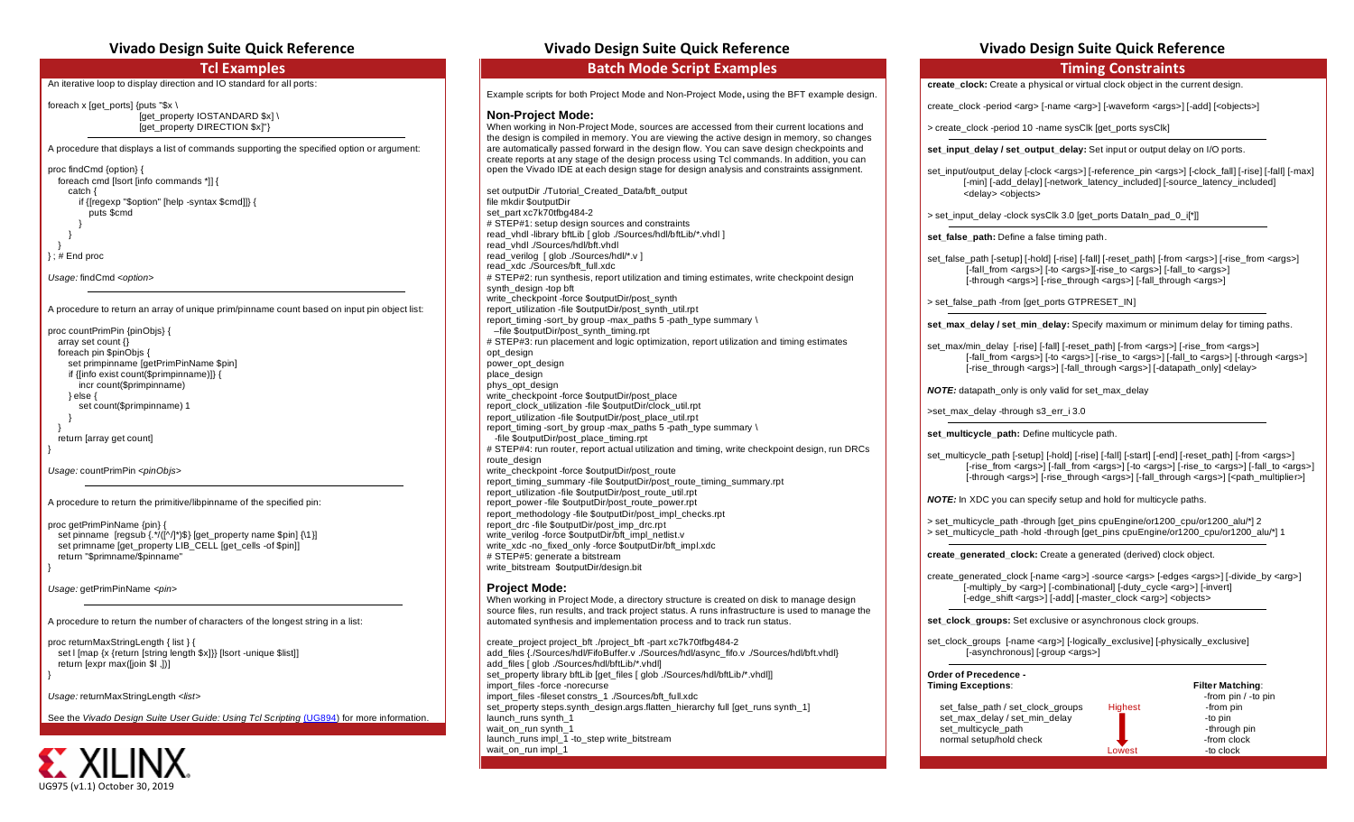# Vivado Design Suite Quick Reference

## Tcl Examples

An iterative loop to display direction and IO standard for all ports:

```
foreach x [get_ports] {puts "$x \
                [get_property IOSTANDARD $x] \
                [get_property DIRECTION $x]"}
```

A procedure that displays a list of commands supporting the specified option or argument:

```
proc findCmd {option} {
   foreach cmd [lsort [info commands *]] {
      catch {
         if {[regexp "$option" [help -syntax $cmd]]} {
            puts $cmd
         }
      }
   }
} ; # End proc
```

*Usage:* findCmd *<option>*

A procedure to return an array of unique prim/pinname count based on input pin object list:

```
proc countPrimPin {pinObjs} {
   array set count {}
   foreach pin $pinObjs {
      set primpinname [getPrimPinName $pin]
      if {[info exist count($primpinname)]} {
         incr count($primpinname)
      } else {
         set count($primpinname) 1
      }
   }
   return [array get count]
}
```

*Usage:* countPrimPin *<pinObjs>*

A procedure to return the primitive/libpinname of the specified pin:

```
proc getPrimPinName {pin} {
   set pinname [regsub {.*/([^/]*)$} [get_property name $pin] {\1}]
   set primname [get_property LIB_CELL [get_cells -of $pin]]
   return "$primname/$pinname"
}
```

*Usage:* getPrimPinName *<pin>*

A procedure to return the number of characters of the longest string in a list:

```
proc returnMaxStringLength { list } {
   set l [map {x {return [string length $x]}} [lsort -unique $list]]
   return [expr max([join $l ,])]
}
```

*Usage:* returnMaxStringLength *<list>*

See the *Vivado Design Suite User Guide: Using Tcl Scripting* (UG894) for more information.

UG975 (v1.1) October 30, 2019

# Vivado Design Suite Quick Reference

## Batch Mode Script Examples

Example scripts for both Project Mode and Non-Project Mode, using the BFT example design.

### Non-Project Mode:

When working in Non-Project Mode, sources are accessed from their current locations and the design is compiled in memory. You are viewing the active design in memory, so changes are automatically passed forward in the design flow. You can save design checkpoints and create reports at any stage of the design process using Tcl commands. In addition, you can open the Vivado IDE at each design stage for design analysis and constraints assignment.

```
set outputDir ./Tutorial_Created_Data/bft_output
file mkdir $outputDir
set_part xc7k70tfbg484-2
# STEP#1: setup design sources and constraints
read_vhdl -library bftLib [ glob ./Sources/hdl/bftLib/*.vhdl ]
read_vhdl ./Sources/hdl/bft.vhdl
read_verilog [ glob ./Sources/hdl/*.v ]
read_xdc ./Sources/bft_full.xdc
# STEP#2: run synthesis, report utilization and timing estimates, write checkpoint design
synth_design -top bft
write_checkpoint -force $outputDir/post_synth
report_utilization -file $outputDir/post_synth_util.rpt
report_timing -sort_by group -max_paths 5 -path_type summary \
  –file $outputDir/post_synth_timing.rpt
# STEP#3: run placement and logic optimization, report utilization and timing estimates
opt_design
power_opt_design
place_design
phys_opt_design
write_checkpoint -force $outputDir/post_place
report_clock_utilization -file $outputDir/clock_util.rpt
report_utilization -file $outputDir/post_place_util.rpt
report_timing -sort_by group -max_paths 5 -path_type summary \
  -file $outputDir/post_place_timing.rpt
# STEP#4: run router, report actual utilization and timing, write checkpoint design, run DRCs
route_design
write_checkpoint -force $outputDir/post_route
report_timing_summary -file $outputDir/post_route_timing_summary.rpt
report_utilization -file $outputDir/post_route_util.rpt
report_power -file $outputDir/post_route_power.rpt
report_methodology -file $outputDir/post_impl_checks.rpt
report_drc -file $outputDir/post_imp_drc.rpt
write_verilog -force $outputDir/bft_impl_netlist.v
write_xdc -no_fixed_only -force $outputDir/bft_impl.xdc
# STEP#5: generate a bitstream
write_bitstream $outputDir/design.bit
```

### Project Mode:

When working in Project Mode, a directory structure is created on disk to manage design source files, run results, and track project status. A runs infrastructure is used to manage the automated synthesis and implementation process and to track run status.

```
create_project project_bft ./project_bft -part xc7k70tfbg484-2
add_files {./Sources/hdl/FifoBuffer.v ./Sources/hdl/async_fifo.v ./Sources/hdl/bft.vhdl}
add_files [ glob ./Sources/hdl/bftLib/*.vhdl]
set_property library bftLib [get_files [ glob ./Sources/hdl/bftLib/*.vhdl]]
import_files -force -norecurse
import_files -fileset constrs_1 ./Sources/bft_full.xdc
set_property steps.synth_design.args.flatten_hierarchy full [get_runs synth_1]
launch_runs synth_1
wait_on_run synth_1
launch_runs impl_1 -to_step write_bitstream
wait_on_run impl_1
```

# Vivado Design Suite Quick Reference

## Timing Constraints

**create_clock:** Create a physical or virtual clock object in the current design.

create_clock -period <arg> [-name <arg>] [-waveform <args>] [-add] [<objects>]

> create_clock -period 10 -name sysClk [get_ports sysClk]

**set_input_delay / set_output_delay:** Set input or output delay on I/O ports.

set_input/output_delay [-clock <args>] [-reference_pin <args>] [-clock_fall] [-rise] [-fall] [-max] [-min] [-add_delay] [-network_latency_included] [-source_latency_included] <delay> <objects>

> set_input_delay -clock sysClk 3.0 [get_ports DataIn_pad_0_i[*]]

**set_false_path:** Define a false timing path.

set_false_path [-setup] [-hold] [-rise] [-fall] [-reset_path] [-from <args>] [-rise_from <args>] [-fall_from <args>] [-to <args>][-rise_to <args>] [-fall_to <args>] [-through <args>] [-rise_through <args>] [-fall_through <args>]

> set_false_path -from [get_ports GTPRESET_IN]

**set_max_delay / set_min_delay:** Specify maximum or minimum delay for timing paths.

set_max/min_delay [-rise] [-fall] [-reset_path] [-from <args>] [-rise_from <args>] [-fall_from <args>] [-to <args>] [-rise_to <args>] [-fall_to <args>] [-through <args>] [-rise_through <args>] [-fall_through <args>] [-datapath_only] <delay>

***NOTE:*** datapath_only is only valid for set_max_delay

>set_max_delay -through s3_err_i 3.0

**set_multicycle_path:** Define multicycle path.

set_multicycle_path [-setup] [-hold] [-rise] [-fall] [-start] [-end] [-reset_path] [-from <args>] [-rise_from <args>] [-fall_from <args>] [-to <args>] [-rise_to <args>] [-fall_to <args>] [-through <args>] [-rise_through <args>] [-fall_through <args>] [<path_multiplier>]

***NOTE:*** In XDC you can specify setup and hold for multicycle paths.

> set_multicycle_path -through [get_pins cpuEngine/or1200_cpu/or1200_alu/*] 2
> set_multicycle_path -hold -through [get_pins cpuEngine/or1200_cpu/or1200_alu/*] 1

**create_generated_clock:** Create a generated (derived) clock object.

create_generated_clock [-name <arg>] -source <args> [-edges <args>] [-divide_by <arg>] [-multiply_by <arg>] [-combinational] [-duty_cycle <arg>] [-invert] [-edge_shift <args>] [-add] [-master_clock <arg>] <objects>

**set_clock_groups:** Set exclusive or asynchronous clock groups.

set_clock_groups [-name <arg>] [-logically_exclusive] [-physically_exclusive] [-asynchronous] [-group <args>]

**Order of Precedence - Timing Exceptions:**

- set_false_path / set_clock_groups (Highest)
- set_max_delay / set_min_delay
- set_multicycle_path
- normal setup/hold check (Lowest)

**Filter Matching:**

- -from pin / -to pin
- -from pin
- -to pin
- -through pin
- -from clock
- -to clock